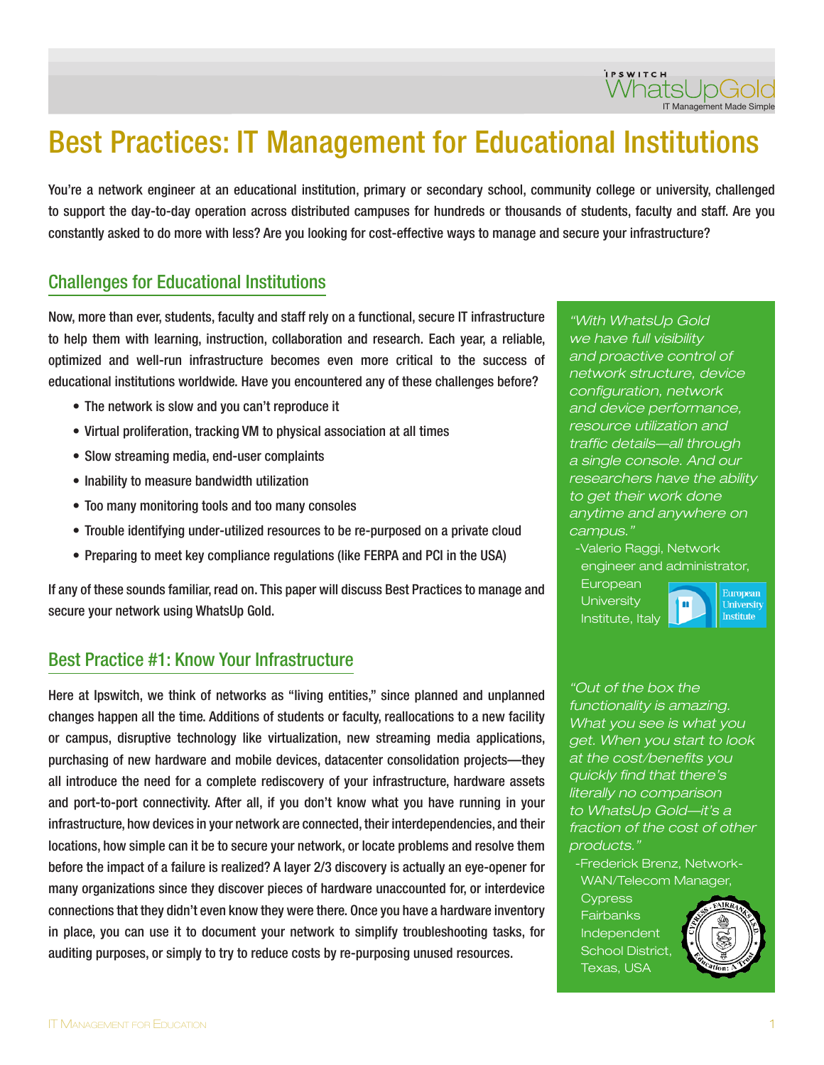# Best Practices: IT Management for Educational Institutions

You're a network engineer at an educational institution, primary or secondary school, community college or university, challenged to support the day-to-day operation across distributed campuses for hundreds or thousands of students, faculty and staff. Are you constantly asked to do more with less? Are you looking for cost-effective ways to manage and secure your infrastructure?

## Challenges for Educational Institutions

Now, more than ever, students, faculty and staff rely on a functional, secure IT infrastructure to help them with learning, instruction, collaboration and research. Each year, a reliable, optimized and well-run infrastructure becomes even more critical to the success of educational institutions worldwide. Have you encountered any of these challenges before?

- The network is slow and you can't reproduce it
- Virtual proliferation, tracking VM to physical association at all times
- Slow streaming media, end-user complaints
- Inability to measure bandwidth utilization
- Too many monitoring tools and too many consoles
- Trouble identifying under-utilized resources to be re-purposed on a private cloud
- Preparing to meet key compliance regulations (like FERPA and PCI in the USA)

If any of these sounds familiar, read on. This paper will discuss Best Practices to manage and secure your network using WhatsUp Gold.

## Best Practice #1: Know Your Infrastructure

Here at Ipswitch, we think of networks as "living entities," since planned and unplanned changes happen all the time. Additions of students or faculty, reallocations to a new facility or campus, disruptive technology like virtualization, new streaming media applications, purchasing of new hardware and mobile devices, datacenter consolidation projects—they all introduce the need for a complete rediscovery of your infrastructure, hardware assets and port-to-port connectivity. After all, if you don't know what you have running in your infrastructure, how devices in your network are connected, their interdependencies, and their locations, how simple can it be to secure your network, or locate problems and resolve them before the impact of a failure is realized? A layer 2/3 discovery is actually an eye-opener for many organizations since they discover pieces of hardware unaccounted for, or interdevice connections that they didn't even know they were there. Once you have a hardware inventory in place, you can use it to document your network to simplify troubleshooting tasks, for auditing purposes, or simply to try to reduce costs by re-purposing unused resources.

*"With WhatsUp Gold we have full visibility and proactive control of network structure, device configuration, network and device performance, resource utilization and traffic details—all through a single console. And our researchers have the ability to get their work done anytime and anywhere on campus."*

-Valerio Raggi, Network engineer and administrator, European University Institute, Italy

*"Out of the box the functionality is amazing. What you see is what you get. When you start to look at the cost/benefits you quickly find that there's literally no comparison to WhatsUp Gold—it's a fraction of the cost of other products."*

-Frederick Brenz, Network-WAN/Telecom Manager, Cypress Fairbanks Independent School District, Texas, USA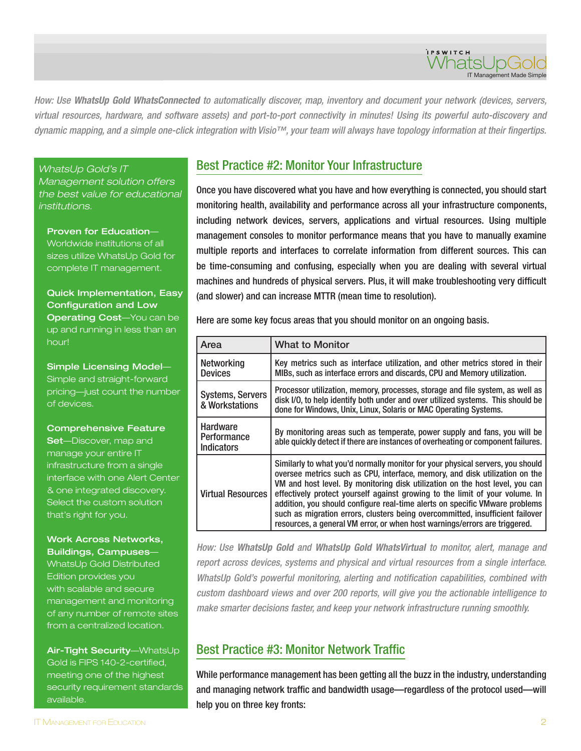*How: Use **WhatsUp Gold WhatsConnected** to automatically discover, map, inventory and document your network (devices, servers, virtual resources, hardware, and software assets) and port-to-port connectivity in minutes! Using its powerful auto-discovery and dynamic mapping, and a simple one-click integration with Visio™, your team will always have topology information at their fingertips.*

*WhatsUp Gold's IT Management solution offers the best value for educational institutions.*

**Proven for Education**—Worldwide institutions of all sizes utilize WhatsUp Gold for complete IT management.

**Quick Implementation, Easy Configuration and Low Operating Cost**—You can be up and running in less than an hour!

**Simple Licensing Model**—Simple and straight-forward pricing—just count the number of devices.

**Comprehensive Feature Set**—Discover, map and manage your entire IT infrastructure from a single interface with one Alert Center & one integrated discovery. Select the custom solution that's right for you.

**Work Across Networks, Buildings, Campuses**—WhatsUp Gold Distributed Edition provides you with scalable and secure management and monitoring of any number of remote sites from a centralized location.

**Air-Tight Security**—WhatsUp Gold is FIPS 140-2-certified, meeting one of the highest security requirement standards available.

## Best Practice #2: Monitor Your Infrastructure

Once you have discovered what you have and how everything is connected, you should start monitoring health, availability and performance across all your infrastructure components, including network devices, servers, applications and virtual resources. Using multiple management consoles to monitor performance means that you have to manually examine multiple reports and interfaces to correlate information from different sources. This can be time-consuming and confusing, especially when you are dealing with several virtual machines and hundreds of physical servers. Plus, it will make troubleshooting very difficult (and slower) and can increase MTTR (mean time to resolution).

Here are some key focus areas that you should monitor on an ongoing basis.

| Area | What to Monitor |
|---|---|
| Networking Devices | Key metrics such as interface utilization, and other metrics stored in their MIBs, such as interface errors and discards, CPU and Memory utilization. |
| Systems, Servers & Workstations | Processor utilization, memory, processes, storage and file system, as well as disk I/O, to help identify both under and over utilized systems. This should be done for Windows, Unix, Linux, Solaris or MAC Operating Systems. |
| Hardware Performance Indicators | By monitoring areas such as temperate, power supply and fans, you will be able quickly detect if there are instances of overheating or component failures. |
| Virtual Resources | Similarly to what you'd normally monitor for your physical servers, you should oversee metrics such as CPU, interface, memory, and disk utilization on the VM and host level. By monitoring disk utilization on the host level, you can effectively protect yourself against growing to the limit of your volume. In addition, you should configure real-time alerts on specific VMware problems such as migration errors, clusters being overcommitted, insufficient failover resources, a general VM error, or when host warnings/errors are triggered. |

*How: Use **WhatsUp Gold** and **WhatsUp Gold WhatsVirtual** to monitor, alert, manage and report across devices, systems and physical and virtual resources from a single interface. WhatsUp Gold's powerful monitoring, alerting and notification capabilities, combined with custom dashboard views and over 200 reports, will give you the actionable intelligence to make smarter decisions faster, and keep your network infrastructure running smoothly.*

## Best Practice #3: Monitor Network Traffic

While performance management has been getting all the buzz in the industry, understanding and managing network traffic and bandwidth usage—regardless of the protocol used—will help you on three key fronts: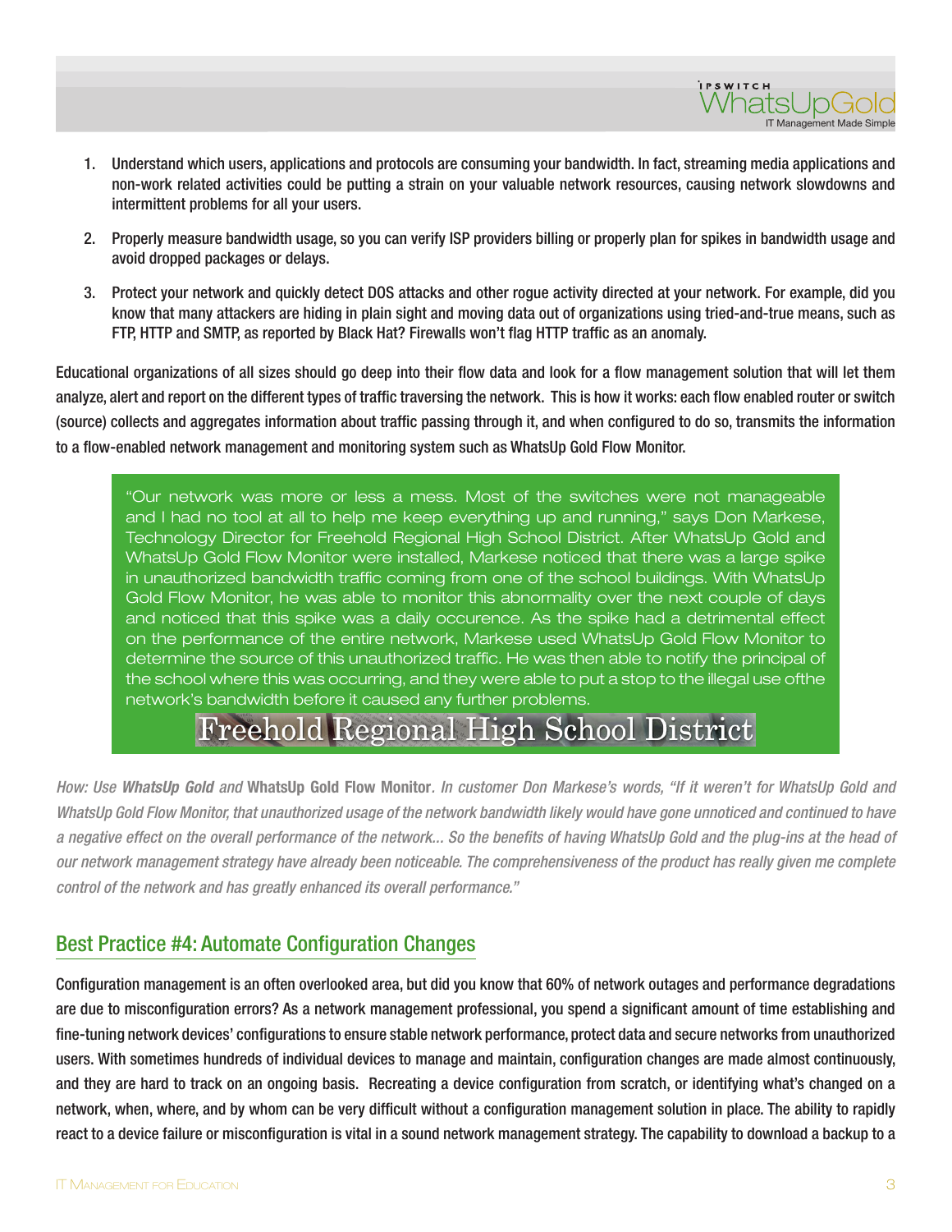1. Understand which users, applications and protocols are consuming your bandwidth. In fact, streaming media applications and non-work related activities could be putting a strain on your valuable network resources, causing network slowdowns and intermittent problems for all your users.

2. Properly measure bandwidth usage, so you can verify ISP providers billing or properly plan for spikes in bandwidth usage and avoid dropped packages or delays.

3. Protect your network and quickly detect DOS attacks and other rogue activity directed at your network. For example, did you know that many attackers are hiding in plain sight and moving data out of organizations using tried-and-true means, such as FTP, HTTP and SMTP, as reported by Black Hat? Firewalls won't flag HTTP traffic as an anomaly.

Educational organizations of all sizes should go deep into their flow data and look for a flow management solution that will let them analyze, alert and report on the different types of traffic traversing the network. This is how it works: each flow enabled router or switch (source) collects and aggregates information about traffic passing through it, and when configured to do so, transmits the information to a flow-enabled network management and monitoring system such as WhatsUp Gold Flow Monitor.

> "Our network was more or less a mess. Most of the switches were not manageable and I had no tool at all to help me keep everything up and running," says Don Markese, Technology Director for Freehold Regional High School District. After WhatsUp Gold and WhatsUp Gold Flow Monitor were installed, Markese noticed that there was a large spike in unauthorized bandwidth traffic coming from one of the school buildings. With WhatsUp Gold Flow Monitor, he was able to monitor this abnormality over the next couple of days and noticed that this spike was a daily occurence. As the spike had a detrimental effect on the performance of the entire network, Markese used WhatsUp Gold Flow Monitor to determine the source of this unauthorized traffic. He was then able to notify the principal of the school where this was occurring, and they were able to put a stop to the illegal use ofthe network's bandwidth before it caused any further problems.
>
> **Freehold Regional High School District**

*How: Use* ***WhatsUp Gold*** *and* **WhatsUp Gold Flow Monitor**. *In customer Don Markese's words, "If it weren't for WhatsUp Gold and WhatsUp Gold Flow Monitor, that unauthorized usage of the network bandwidth likely would have gone unnoticed and continued to have a negative effect on the overall performance of the network... So the benefits of having WhatsUp Gold and the plug-ins at the head of our network management strategy have already been noticeable. The comprehensiveness of the product has really given me complete control of the network and has greatly enhanced its overall performance."*

## Best Practice #4: Automate Configuration Changes

Configuration management is an often overlooked area, but did you know that 60% of network outages and performance degradations are due to misconfiguration errors? As a network management professional, you spend a significant amount of time establishing and fine-tuning network devices' configurations to ensure stable network performance, protect data and secure networks from unauthorized users. With sometimes hundreds of individual devices to manage and maintain, configuration changes are made almost continuously, and they are hard to track on an ongoing basis. Recreating a device configuration from scratch, or identifying what's changed on a network, when, where, and by whom can be very difficult without a configuration management solution in place. The ability to rapidly react to a device failure or misconfiguration is vital in a sound network management strategy. The capability to download a backup to a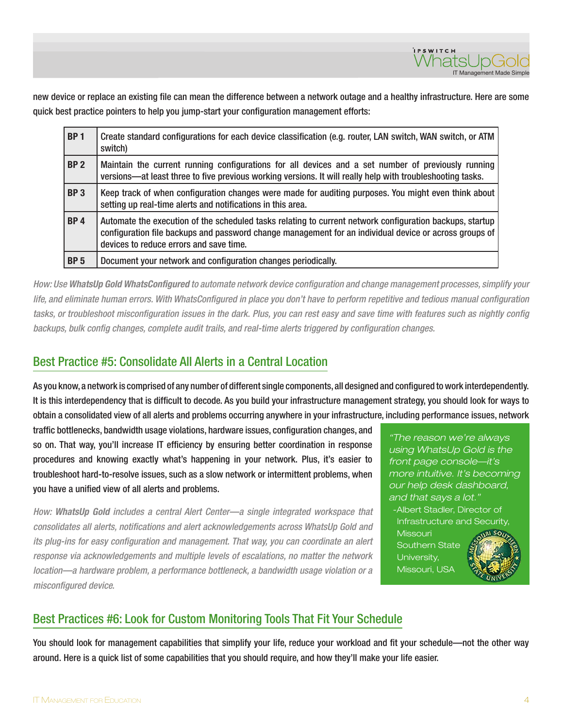new device or replace an existing file can mean the difference between a network outage and a healthy infrastructure. Here are some quick best practice pointers to help you jump-start your configuration management efforts:

| | |
|---|---|
| **BP 1** | Create standard configurations for each device classification (e.g. router, LAN switch, WAN switch, or ATM switch) |
| **BP 2** | Maintain the current running configurations for all devices and a set number of previously running versions—at least three to five previous working versions. It will really help with troubleshooting tasks. |
| **BP 3** | Keep track of when configuration changes were made for auditing purposes. You might even think about setting up real-time alerts and notifications in this area. |
| **BP 4** | Automate the execution of the scheduled tasks relating to current network configuration backups, startup configuration file backups and password change management for an individual device or across groups of devices to reduce errors and save time. |
| **BP 5** | Document your network and configuration changes periodically. |

*How: Use **WhatsUp Gold WhatsConfigured** to automate network device configuration and change management processes, simplify your life, and eliminate human errors. With WhatsConfigured in place you don't have to perform repetitive and tedious manual configuration tasks, or troubleshoot misconfiguration issues in the dark. Plus, you can rest easy and save time with features such as nightly config backups, bulk config changes, complete audit trails, and real-time alerts triggered by configuration changes.*

## Best Practice #5: Consolidate All Alerts in a Central Location

As you know, a network is comprised of any number of different single components, all designed and configured to work interdependently. It is this interdependency that is difficult to decode. As you build your infrastructure management strategy, you should look for ways to obtain a consolidated view of all alerts and problems occurring anywhere in your infrastructure, including performance issues, network traffic bottlenecks, bandwidth usage violations, hardware issues, configuration changes, and so on. That way, you'll increase IT efficiency by ensuring better coordination in response procedures and knowing exactly what's happening in your network. Plus, it's easier to troubleshoot hard-to-resolve issues, such as a slow network or intermittent problems, when you have a unified view of all alerts and problems.

*How: **WhatsUp Gold** includes a central Alert Center—a single integrated workspace that consolidates all alerts, notifications and alert acknowledgements across WhatsUp Gold and its plug-ins for easy configuration and management. That way, you can coordinate an alert response via acknowledgements and multiple levels of escalations, no matter the network location—a hardware problem, a performance bottleneck, a bandwidth usage violation or a misconfigured device.*

> *"The reason we're always using WhatsUp Gold is the front page console—it's more intuitive. It's becoming our help desk dashboard, and that says a lot."*
>
> -Albert Stadler, Director of Infrastructure and Security, Missouri Southern State University, Missouri, USA

## Best Practices #6: Look for Custom Monitoring Tools That Fit Your Schedule

You should look for management capabilities that simplify your life, reduce your workload and fit your schedule—not the other way around. Here is a quick list of some capabilities that you should require, and how they'll make your life easier.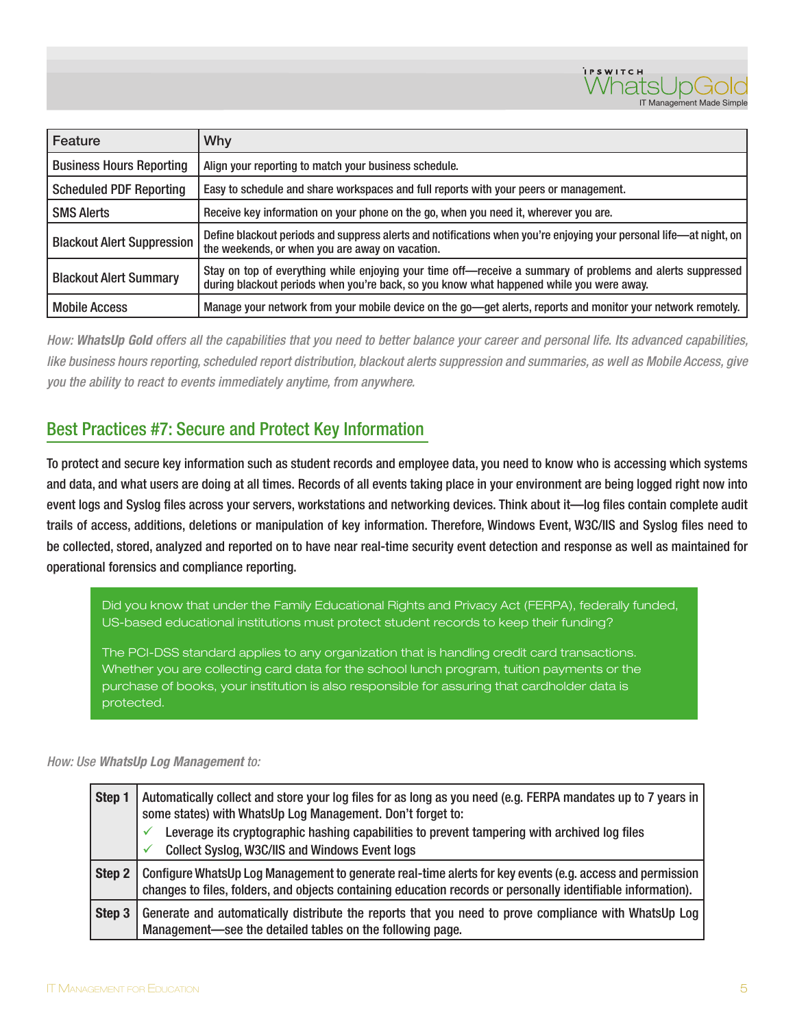| Feature | Why |
|---|---|
| Business Hours Reporting | Align your reporting to match your business schedule. |
| Scheduled PDF Reporting | Easy to schedule and share workspaces and full reports with your peers or management. |
| SMS Alerts | Receive key information on your phone on the go, when you need it, wherever you are. |
| Blackout Alert Suppression | Define blackout periods and suppress alerts and notifications when you're enjoying your personal life—at night, on the weekends, or when you are away on vacation. |
| Blackout Alert Summary | Stay on top of everything while enjoying your time off—receive a summary of problems and alerts suppressed during blackout periods when you're back, so you know what happened while you were away. |
| Mobile Access | Manage your network from your mobile device on the go—get alerts, reports and monitor your network remotely. |

*How: **WhatsUp Gold** offers all the capabilities that you need to better balance your career and personal life. Its advanced capabilities, like business hours reporting, scheduled report distribution, blackout alerts suppression and summaries, as well as Mobile Access, give you the ability to react to events immediately anytime, from anywhere.*

## Best Practices #7: Secure and Protect Key Information

To protect and secure key information such as student records and employee data, you need to know who is accessing which systems and data, and what users are doing at all times. Records of all events taking place in your environment are being logged right now into event logs and Syslog files across your servers, workstations and networking devices. Think about it—log files contain complete audit trails of access, additions, deletions or manipulation of key information. Therefore, Windows Event, W3C/IIS and Syslog files need to be collected, stored, analyzed and reported on to have near real-time security event detection and response as well as maintained for operational forensics and compliance reporting.

> Did you know that under the Family Educational Rights and Privacy Act (FERPA), federally funded, US-based educational institutions must protect student records to keep their funding?
>
> The PCI-DSS standard applies to any organization that is handling credit card transactions. Whether you are collecting card data for the school lunch program, tuition payments or the purchase of books, your institution is also responsible for assuring that cardholder data is protected.

*How: Use **WhatsUp Log Management** to:*

| | |
|---|---|
| **Step 1** | Automatically collect and store your log files for as long as you need (e.g. FERPA mandates up to 7 years in some states) with WhatsUp Log Management. Don't forget to:<br>✓ Leverage its cryptographic hashing capabilities to prevent tampering with archived log files<br>✓ Collect Syslog, W3C/IIS and Windows Event logs |
| **Step 2** | Configure WhatsUp Log Management to generate real-time alerts for key events (e.g. access and permission changes to files, folders, and objects containing education records or personally identifiable information). |
| **Step 3** | Generate and automatically distribute the reports that you need to prove compliance with WhatsUp Log Management—see the detailed tables on the following page. |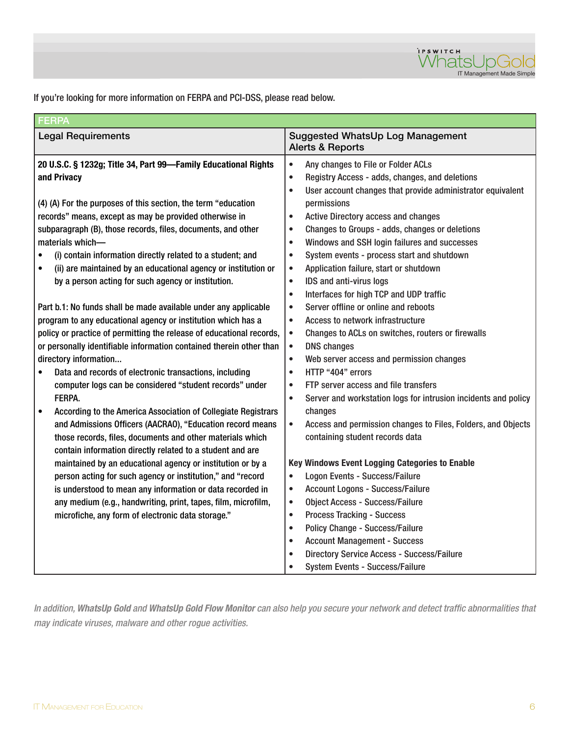If you're looking for more information on FERPA and PCI-DSS, please read below.

| FERPA | |
|---|---|
| Legal Requirements | Suggested WhatsUp Log Management Alerts & Reports |
| **20 U.S.C. § 1232g; Title 34, Part 99—Family Educational Rights and Privacy**<br><br>(4) (A) For the purposes of this section, the term "education records" means, except as may be provided otherwise in subparagraph (B), those records, files, documents, and other materials which—<br>• (i) contain information directly related to a student; and<br>• (ii) are maintained by an educational agency or institution or by a person acting for such agency or institution.<br><br>Part b.1: No funds shall be made available under any applicable program to any educational agency or institution which has a policy or practice of permitting the release of educational records, or personally identifiable information contained therein other than directory information...<br>• Data and records of electronic transactions, including computer logs can be considered "student records" under FERPA.<br>• According to the America Association of Collegiate Registrars and Admissions Officers (AACRAO), "Education record means those records, files, documents and other materials which contain information directly related to a student and are maintained by an educational agency or institution or by a person acting for such agency or institution," and "record is understood to mean any information or data recorded in any medium (e.g., handwriting, print, tapes, film, microfilm, microfiche, any form of electronic data storage." | • Any changes to File or Folder ACLs<br>• Registry Access - adds, changes, and deletions<br>• User account changes that provide administrator equivalent permissions<br>• Active Directory access and changes<br>• Changes to Groups - adds, changes or deletions<br>• Windows and SSH login failures and successes<br>• System events - process start and shutdown<br>• Application failure, start or shutdown<br>• IDS and anti-virus logs<br>• Interfaces for high TCP and UDP traffic<br>• Server offline or online and reboots<br>• Access to network infrastructure<br>• Changes to ACLs on switches, routers or firewalls<br>• DNS changes<br>• Web server access and permission changes<br>• HTTP "404" errors<br>• FTP server access and file transfers<br>• Server and workstation logs for intrusion incidents and policy changes<br>• Access and permission changes to Files, Folders, and Objects containing student records data<br><br>**Key Windows Event Logging Categories to Enable**<br>• Logon Events - Success/Failure<br>• Account Logons - Success/Failure<br>• Object Access - Success/Failure<br>• Process Tracking - Success<br>• Policy Change - Success/Failure<br>• Account Management - Success<br>• Directory Service Access - Success/Failure<br>• System Events - Success/Failure |

*In addition, **WhatsUp Gold** and **WhatsUp Gold Flow Monitor** can also help you secure your network and detect traffic abnormalities that may indicate viruses, malware and other rogue activities.*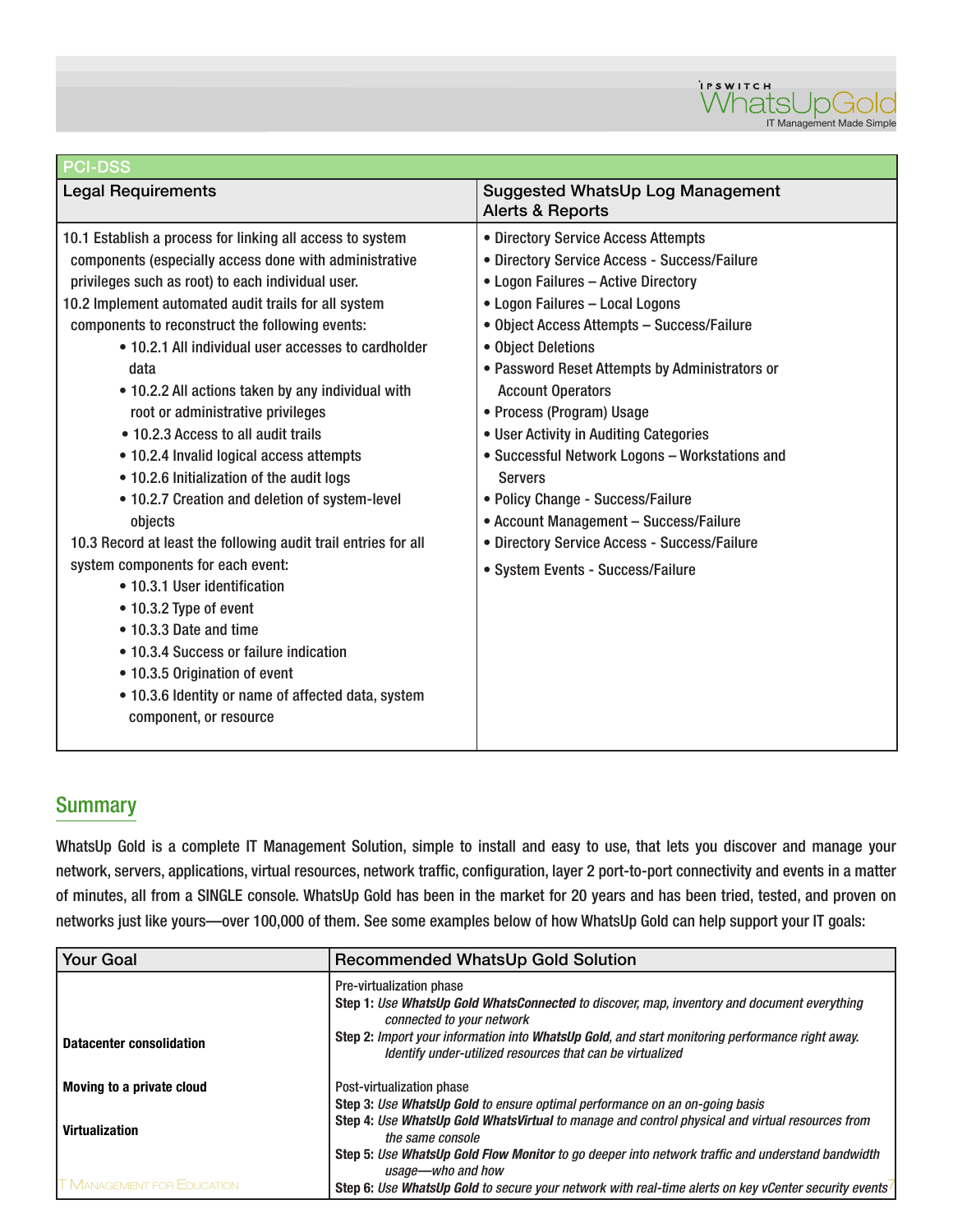| PCI-DSS | |
|---|---|
| **Legal Requirements** | **Suggested WhatsUp Log Management Alerts & Reports** |
| 10.1 Establish a process for linking all access to system components (especially access done with administrative privileges such as root) to each individual user.<br>10.2 Implement automated audit trails for all system components to reconstruct the following events:<br>• 10.2.1 All individual user accesses to cardholder data<br>• 10.2.2 All actions taken by any individual with root or administrative privileges<br>• 10.2.3 Access to all audit trails<br>• 10.2.4 Invalid logical access attempts<br>• 10.2.6 Initialization of the audit logs<br>• 10.2.7 Creation and deletion of system-level objects<br>10.3 Record at least the following audit trail entries for all system components for each event:<br>• 10.3.1 User identification<br>• 10.3.2 Type of event<br>• 10.3.3 Date and time<br>• 10.3.4 Success or failure indication<br>• 10.3.5 Origination of event<br>• 10.3.6 Identity or name of affected data, system component, or resource | • Directory Service Access Attempts<br>• Directory Service Access - Success/Failure<br>• Logon Failures – Active Directory<br>• Logon Failures – Local Logons<br>• Object Access Attempts – Success/Failure<br>• Object Deletions<br>• Password Reset Attempts by Administrators or Account Operators<br>• Process (Program) Usage<br>• User Activity in Auditing Categories<br>• Successful Network Logons – Workstations and Servers<br>• Policy Change - Success/Failure<br>• Account Management – Success/Failure<br>• Directory Service Access - Success/Failure<br>• System Events - Success/Failure |

## Summary

WhatsUp Gold is a complete IT Management Solution, simple to install and easy to use, that lets you discover and manage your network, servers, applications, virtual resources, network traffic, configuration, layer 2 port-to-port connectivity and events in a matter of minutes, all from a SINGLE console. WhatsUp Gold has been in the market for 20 years and has been tried, tested, and proven on networks just like yours—over 100,000 of them. See some examples below of how WhatsUp Gold can help support your IT goals:

| Your Goal | Recommended WhatsUp Gold Solution |
|---|---|
| **Datacenter consolidation**<br><br>**Moving to a private cloud**<br><br>**Virtualization** | Pre-virtualization phase<br>**Step 1:** *Use **WhatsUp Gold WhatsConnected** to discover, map, inventory and document everything connected to your network*<br>**Step 2:** *Import your information into **WhatsUp Gold**, and start monitoring performance right away. Identify under-utilized resources that can be virtualized*<br><br>Post-virtualization phase<br>**Step 3:** *Use **WhatsUp Gold** to ensure optimal performance on an on-going basis*<br>**Step 4:** *Use **WhatsUp Gold WhatsVirtual** to manage and control physical and virtual resources from the same console*<br>**Step 5:** *Use **WhatsUp Gold Flow Monitor** to go deeper into network traffic and understand bandwidth usage—who and how*<br>**Step 6:** *Use **WhatsUp Gold** to secure your network with real-time alerts on key vCenter security events* |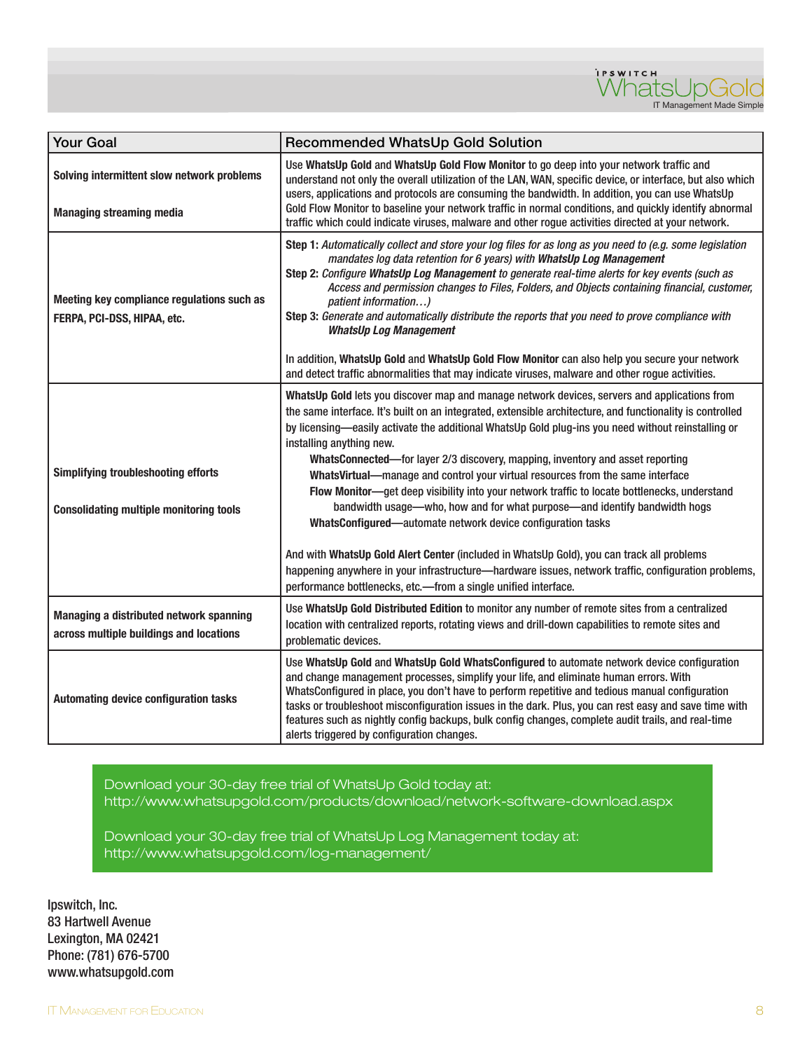| Your Goal | Recommended WhatsUp Gold Solution |
|---|---|
| **Solving intermittent slow network problems**<br><br>**Managing streaming media** | Use **WhatsUp Gold** and **WhatsUp Gold Flow Monitor** to go deep into your network traffic and understand not only the overall utilization of the LAN, WAN, specific device, or interface, but also which users, applications and protocols are consuming the bandwidth. In addition, you can use WhatsUp Gold Flow Monitor to baseline your network traffic in normal conditions, and quickly identify abnormal traffic which could indicate viruses, malware and other rogue activities directed at your network. |
| **Meeting key compliance regulations such as FERPA, PCI-DSS, HIPAA, etc.** | **Step 1:** *Automatically collect and store your log files for as long as you need to (e.g. some legislation mandates log data retention for 6 years) with **WhatsUp Log Management***<br>**Step 2:** *Configure **WhatsUp Log Management** to generate real-time alerts for key events (such as Access and permission changes to Files, Folders, and Objects containing financial, customer, patient information…)*<br>**Step 3:** *Generate and automatically distribute the reports that you need to prove compliance with **WhatsUp Log Management***<br><br>In addition, **WhatsUp Gold** and **WhatsUp Gold Flow Monitor** can also help you secure your network and detect traffic abnormalities that may indicate viruses, malware and other rogue activities. |
| **Simplifying troubleshooting efforts**<br><br>**Consolidating multiple monitoring tools** | **WhatsUp Gold** lets you discover map and manage network devices, servers and applications from the same interface. It's built on an integrated, extensible architecture, and functionality is controlled by licensing—easily activate the additional WhatsUp Gold plug-ins you need without reinstalling or installing anything new.<br>**WhatsConnected**—for layer 2/3 discovery, mapping, inventory and asset reporting<br>**WhatsVirtual**—manage and control your virtual resources from the same interface<br>**Flow Monitor**—get deep visibility into your network traffic to locate bottlenecks, understand bandwidth usage—who, how and for what purpose—and identify bandwidth hogs<br>**WhatsConfigured**—automate network device configuration tasks<br><br>And with **WhatsUp Gold Alert Center** (included in WhatsUp Gold), you can track all problems happening anywhere in your infrastructure—hardware issues, network traffic, configuration problems, performance bottlenecks, etc.—from a single unified interface. |
| **Managing a distributed network spanning across multiple buildings and locations** | Use **WhatsUp Gold Distributed Edition** to monitor any number of remote sites from a centralized location with centralized reports, rotating views and drill-down capabilities to remote sites and problematic devices. |
| **Automating device configuration tasks** | Use **WhatsUp Gold** and **WhatsUp Gold WhatsConfigured** to automate network device configuration and change management processes, simplify your life, and eliminate human errors. With WhatsConfigured in place, you don't have to perform repetitive and tedious manual configuration tasks or troubleshoot misconfiguration issues in the dark. Plus, you can rest easy and save time with features such as nightly config backups, bulk config changes, complete audit trails, and real-time alerts triggered by configuration changes. |

Download your 30-day free trial of WhatsUp Gold today at:
http://www.whatsupgold.com/products/download/network-software-download.aspx

Download your 30-day free trial of WhatsUp Log Management today at:
http://www.whatsupgold.com/log-management/

Ipswitch, Inc.
83 Hartwell Avenue
Lexington, MA 02421
Phone: (781) 676-5700
www.whatsupgold.com